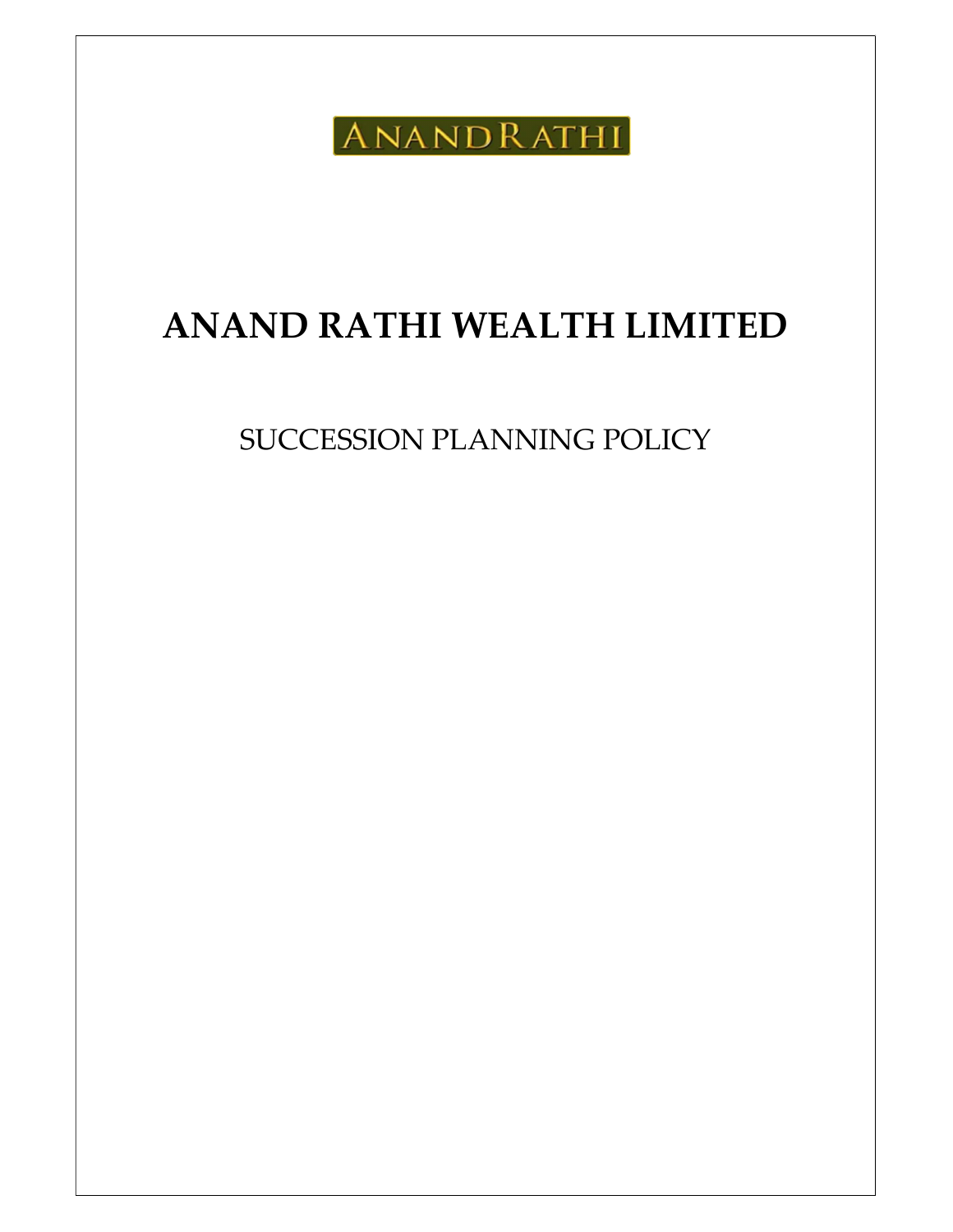ANANDRATHI

# ANAND RATHI WEALTH LIMITED

## SUCCESSION PLANNING POLICY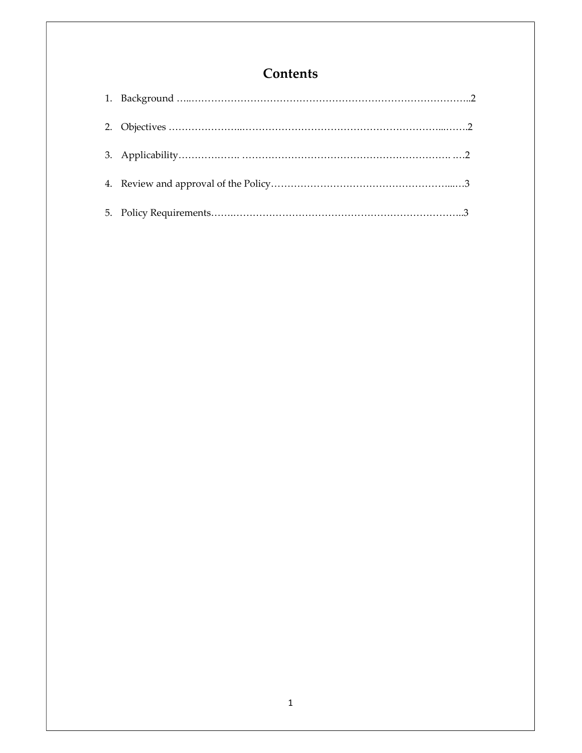# Contents

1. Background …..………………………………………………………….…….…………….…..2
2. Objectives …………………...………………………………………….………….…...…….2
3. Applicability………….……. ……….………………………………………….……………. ….2
4. Review and approval of the Policy…………………….…………………………...…3
5. Policy Requirements……..……………….………………………….……………………..3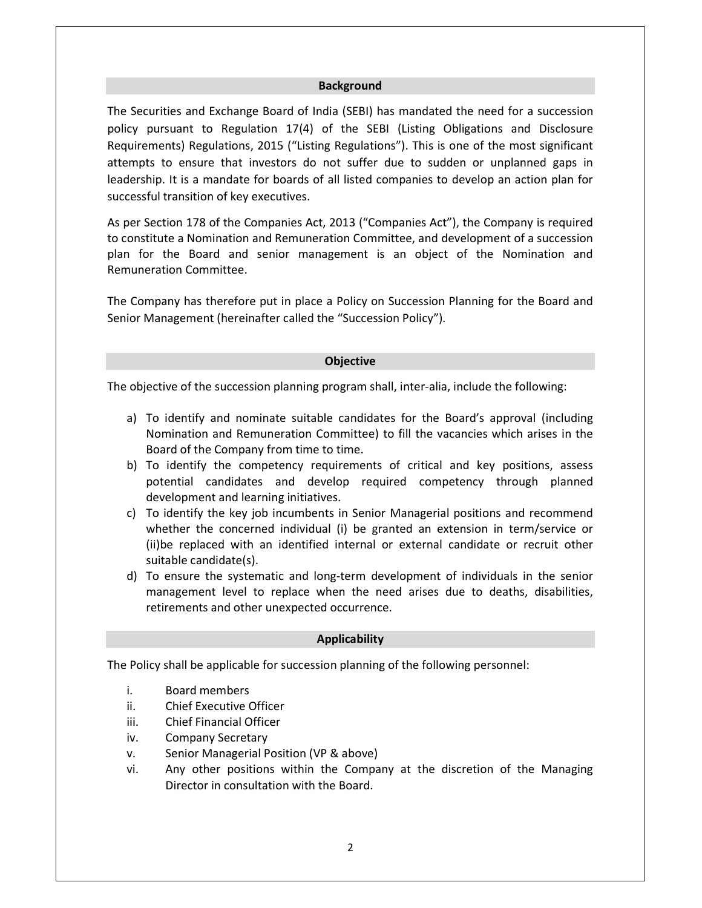## Background

The Securities and Exchange Board of India (SEBI) has mandated the need for a succession policy pursuant to Regulation 17(4) of the SEBI (Listing Obligations and Disclosure Requirements) Regulations, 2015 ("Listing Regulations"). This is one of the most significant attempts to ensure that investors do not suffer due to sudden or unplanned gaps in leadership. It is a mandate for boards of all listed companies to develop an action plan for successful transition of key executives.

As per Section 178 of the Companies Act, 2013 ("Companies Act"), the Company is required to constitute a Nomination and Remuneration Committee, and development of a succession plan for the Board and senior management is an object of the Nomination and Remuneration Committee.

The Company has therefore put in place a Policy on Succession Planning for the Board and Senior Management (hereinafter called the "Succession Policy").

## Objective

The objective of the succession planning program shall, inter-alia, include the following:

a) To identify and nominate suitable candidates for the Board's approval (including Nomination and Remuneration Committee) to fill the vacancies which arises in the Board of the Company from time to time.
b) To identify the competency requirements of critical and key positions, assess potential candidates and develop required competency through planned development and learning initiatives.
c) To identify the key job incumbents in Senior Managerial positions and recommend whether the concerned individual (i) be granted an extension in term/service or (ii)be replaced with an identified internal or external candidate or recruit other suitable candidate(s).
d) To ensure the systematic and long-term development of individuals in the senior management level to replace when the need arises due to deaths, disabilities, retirements and other unexpected occurrence.

## Applicability

The Policy shall be applicable for succession planning of the following personnel:

i. Board members
ii. Chief Executive Officer
iii. Chief Financial Officer
iv. Company Secretary
v. Senior Managerial Position (VP & above)
vi. Any other positions within the Company at the discretion of the Managing Director in consultation with the Board.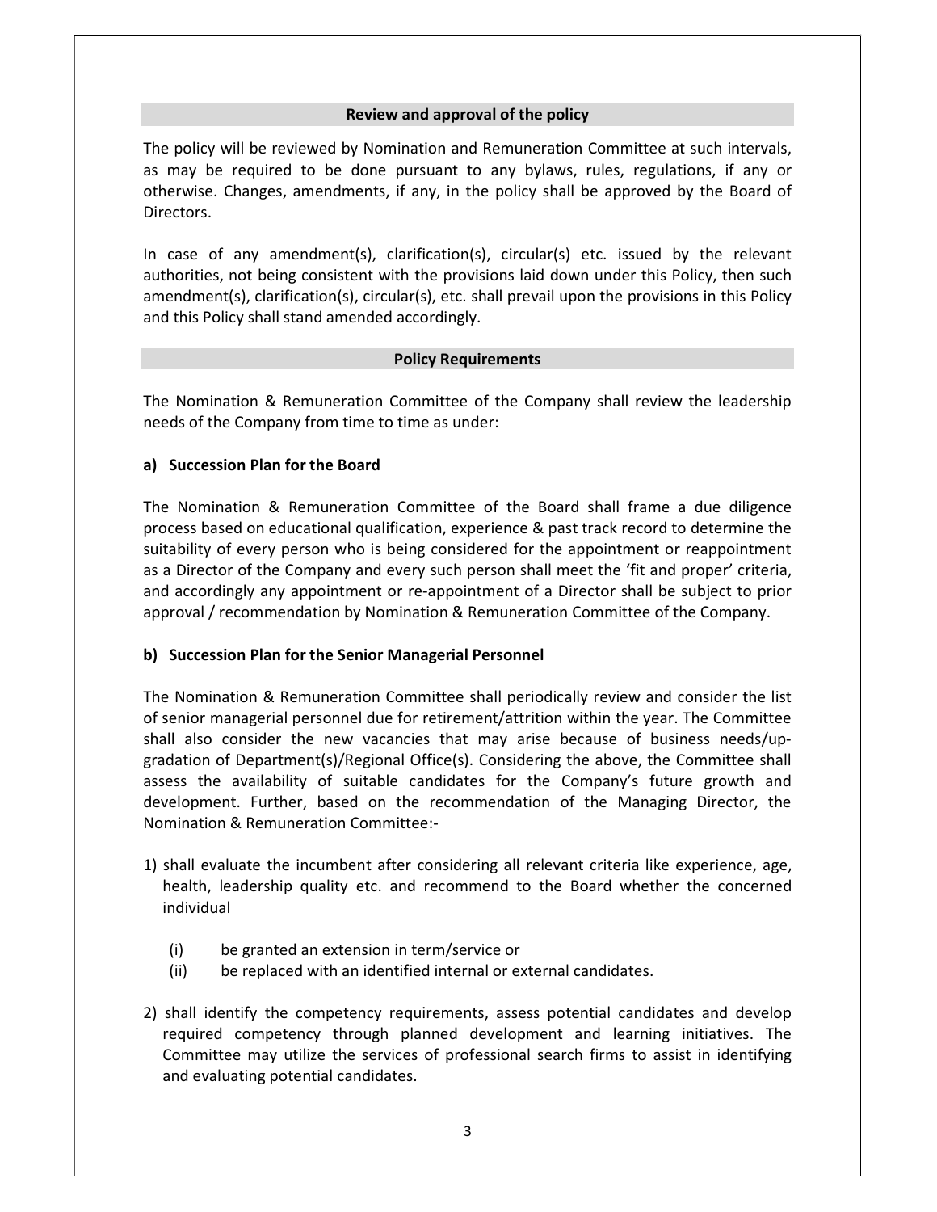## Review and approval of the policy

The policy will be reviewed by Nomination and Remuneration Committee at such intervals, as may be required to be done pursuant to any bylaws, rules, regulations, if any or otherwise. Changes, amendments, if any, in the policy shall be approved by the Board of Directors.

In case of any amendment(s), clarification(s), circular(s) etc. issued by the relevant authorities, not being consistent with the provisions laid down under this Policy, then such amendment(s), clarification(s), circular(s), etc. shall prevail upon the provisions in this Policy and this Policy shall stand amended accordingly.

## Policy Requirements

The Nomination & Remuneration Committee of the Company shall review the leadership needs of the Company from time to time as under:

### a) Succession Plan for the Board

The Nomination & Remuneration Committee of the Board shall frame a due diligence process based on educational qualification, experience & past track record to determine the suitability of every person who is being considered for the appointment or reappointment as a Director of the Company and every such person shall meet the 'fit and proper' criteria, and accordingly any appointment or re-appointment of a Director shall be subject to prior approval / recommendation by Nomination & Remuneration Committee of the Company.

### b) Succession Plan for the Senior Managerial Personnel

The Nomination & Remuneration Committee shall periodically review and consider the list of senior managerial personnel due for retirement/attrition within the year. The Committee shall also consider the new vacancies that may arise because of business needs/up-gradation of Department(s)/Regional Office(s). Considering the above, the Committee shall assess the availability of suitable candidates for the Company's future growth and development. Further, based on the recommendation of the Managing Director, the Nomination & Remuneration Committee:-

1) shall evaluate the incumbent after considering all relevant criteria like experience, age, health, leadership quality etc. and recommend to the Board whether the concerned individual

   (i) be granted an extension in term/service or
   
   (ii) be replaced with an identified internal or external candidates.

2) shall identify the competency requirements, assess potential candidates and develop required competency through planned development and learning initiatives. The Committee may utilize the services of professional search firms to assist in identifying and evaluating potential candidates.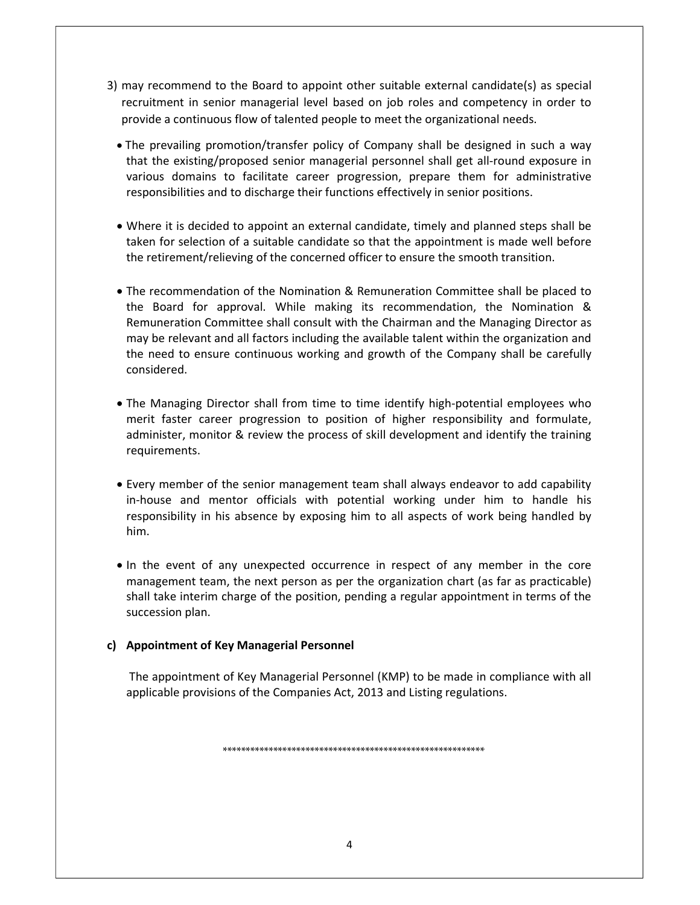3) may recommend to the Board to appoint other suitable external candidate(s) as special recruitment in senior managerial level based on job roles and competency in order to provide a continuous flow of talented people to meet the organizational needs.

- The prevailing promotion/transfer policy of Company shall be designed in such a way that the existing/proposed senior managerial personnel shall get all-round exposure in various domains to facilitate career progression, prepare them for administrative responsibilities and to discharge their functions effectively in senior positions.

- Where it is decided to appoint an external candidate, timely and planned steps shall be taken for selection of a suitable candidate so that the appointment is made well before the retirement/relieving of the concerned officer to ensure the smooth transition.

- The recommendation of the Nomination & Remuneration Committee shall be placed to the Board for approval. While making its recommendation, the Nomination & Remuneration Committee shall consult with the Chairman and the Managing Director as may be relevant and all factors including the available talent within the organization and the need to ensure continuous working and growth of the Company shall be carefully considered.

- The Managing Director shall from time to time identify high-potential employees who merit faster career progression to position of higher responsibility and formulate, administer, monitor & review the process of skill development and identify the training requirements.

- Every member of the senior management team shall always endeavor to add capability in-house and mentor officials with potential working under him to handle his responsibility in his absence by exposing him to all aspects of work being handled by him.

- In the event of any unexpected occurrence in respect of any member in the core management team, the next person as per the organization chart (as far as practicable) shall take interim charge of the position, pending a regular appointment in terms of the succession plan.

**c) Appointment of Key Managerial Personnel**

The appointment of Key Managerial Personnel (KMP) to be made in compliance with all applicable provisions of the Companies Act, 2013 and Listing regulations.

**********************************************************